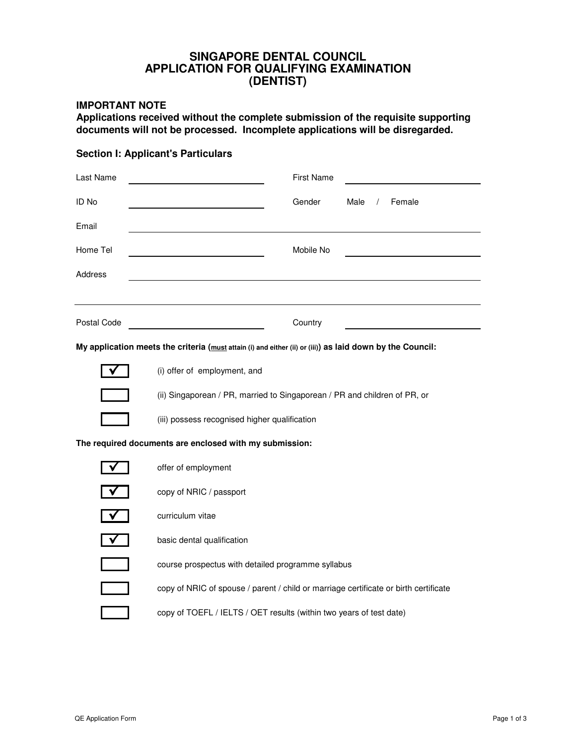# SINGAPORE DENTAL COUNCIL
# APPLICATION FOR QUALIFYING EXAMINATION
# (DENTIST)

## IMPORTANT NOTE

**Applications received without the complete submission of the requisite supporting documents will not be processed. Incomplete applications will be disregarded.**

### Section I: Applicant's Particulars

Last Name ______________________ First Name ______________________

ID No ______________________ Gender Male / Female

Email ____________________________________________

Home Tel ______________________ Mobile No ______________________

Address ____________________________________________

____________________________________________

Postal Code ______________________ Country ______________________

**My application meets the criteria (<u>must</u> attain (i) and either (ii) or (iii)) as laid down by the Council:**

- [x] (i) offer of employment, and
- [ ] (ii) Singaporean / PR, married to Singaporean / PR and children of PR, or
- [ ] (iii) possess recognised higher qualification

**The required documents are enclosed with my submission:**

- [x] offer of employment
- [x] copy of NRIC / passport
- [x] curriculum vitae
- [x] basic dental qualification
- [ ] course prospectus with detailed programme syllabus
- [ ] copy of NRIC of spouse / parent / child or marriage certificate or birth certificate
- [ ] copy of TOEFL / IELTS / OET results (within two years of test date)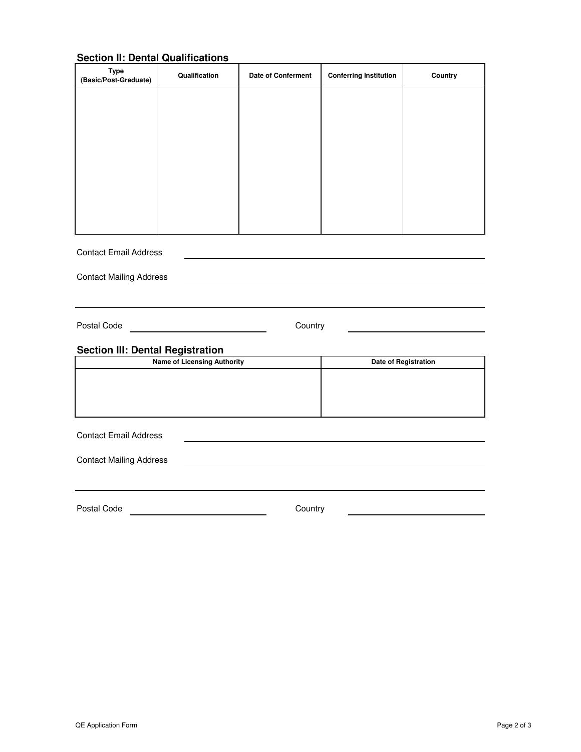## Section II: Dental Qualifications

| Type (Basic/Post-Graduate) | Qualification | Date of Conferment | Conferring Institution | Country |
|---|---|---|---|---|
| | | | | |

Contact Email Address ______________________________

Contact Mailing Address ______________________________

______________________________

Postal Code ______________ Country ______________

## Section III: Dental Registration

| Name of Licensing Authority | Date of Registration |
|---|---|
| | |

Contact Email Address ______________________________

Contact Mailing Address ______________________________

______________________________

Postal Code ______________ Country ______________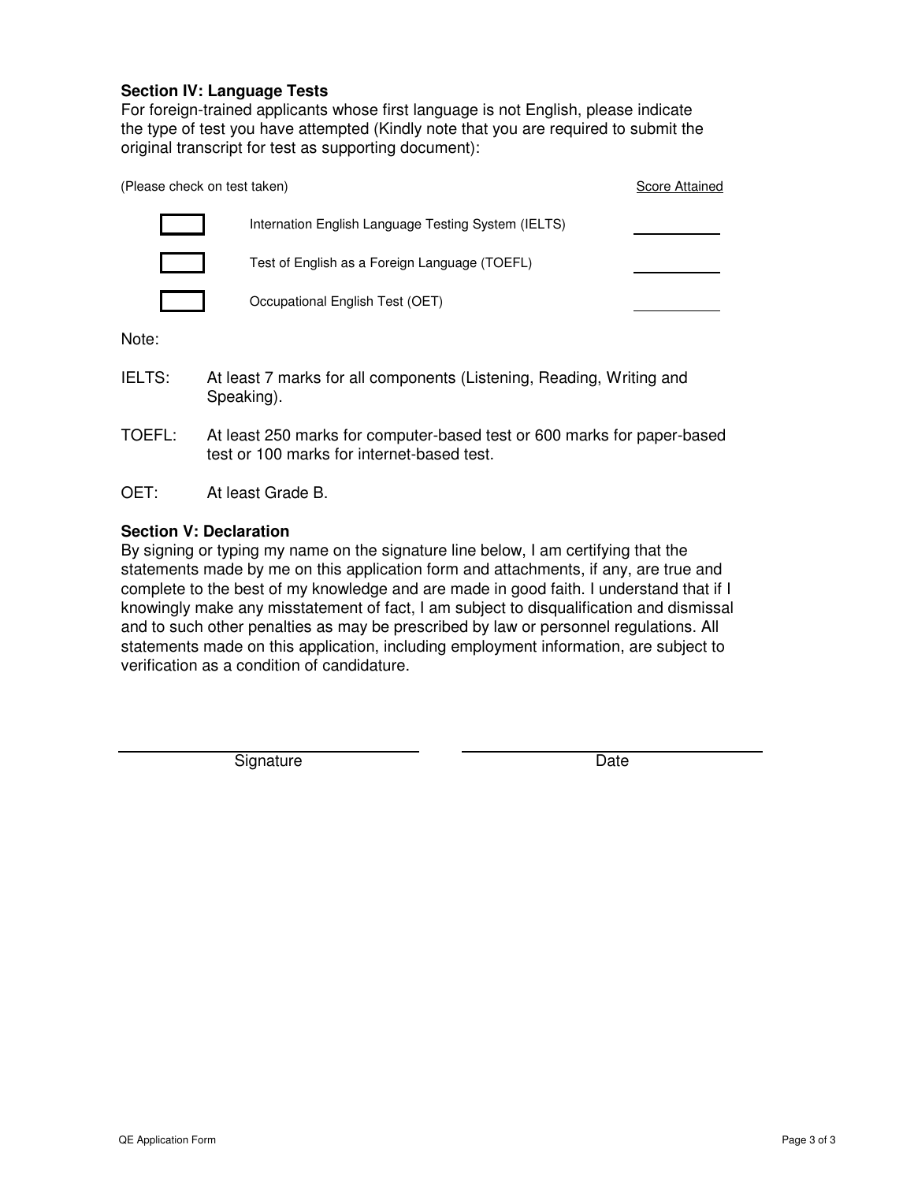**Section IV: Language Tests**

For foreign-trained applicants whose first language is not English, please indicate the type of test you have attempted (Kindly note that you are required to submit the original transcript for test as supporting document):

| (Please check on test taken) | | Score Attained |
|---|---|---|
| ☐ | Internation English Language Testing System (IELTS) | ________ |
| ☐ | Test of English as a Foreign Language (TOEFL) | ________ |
| ☐ | Occupational English Test (OET) | ________ |

Note:

IELTS: At least 7 marks for all components (Listening, Reading, Writing and Speaking).

TOEFL: At least 250 marks for computer-based test or 600 marks for paper-based test or 100 marks for internet-based test.

OET: At least Grade B.

**Section V: Declaration**

By signing or typing my name on the signature line below, I am certifying that the statements made by me on this application form and attachments, if any, are true and complete to the best of my knowledge and are made in good faith. I understand that if I knowingly make any misstatement of fact, I am subject to disqualification and dismissal and to such other penalties as may be prescribed by law or personnel regulations. All statements made on this application, including employment information, are subject to verification as a condition of candidature.

______________________________ ______________________________

Signature Date